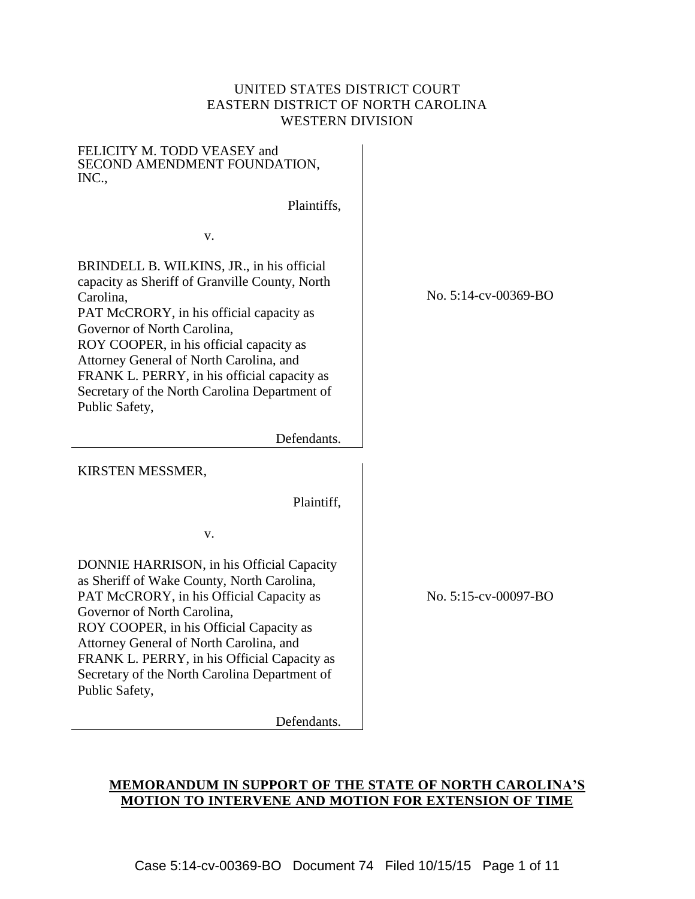UNITED STATES DISTRICT COURT
EASTERN DISTRICT OF NORTH CAROLINA
WESTERN DIVISION

| | |
|---|---|
| FELICITY M. TODD VEASEY and SECOND AMENDMENT FOUNDATION, INC.,<br><br>Plaintiffs,<br><br>v.<br><br>BRINDELL B. WILKINS, JR., in his official capacity as Sheriff of Granville County, North Carolina,<br>PAT McCRORY, in his official capacity as Governor of North Carolina,<br>ROY COOPER, in his official capacity as Attorney General of North Carolina, and<br>FRANK L. PERRY, in his official capacity as Secretary of the North Carolina Department of Public Safety,<br><br>Defendants. | No. 5:14-cv-00369-BO |
| KIRSTEN MESSMER,<br><br>Plaintiff,<br><br>v.<br><br>DONNIE HARRISON, in his Official Capacity as Sheriff of Wake County, North Carolina,<br>PAT McCRORY, in his Official Capacity as Governor of North Carolina,<br>ROY COOPER, in his Official Capacity as Attorney General of North Carolina, and<br>FRANK L. PERRY, in his Official Capacity as Secretary of the North Carolina Department of Public Safety,<br><br>Defendants. | No. 5:15-cv-00097-BO |

**MEMORANDUM IN SUPPORT OF THE STATE OF NORTH CAROLINA'S MOTION TO INTERVENE AND MOTION FOR EXTENSION OF TIME**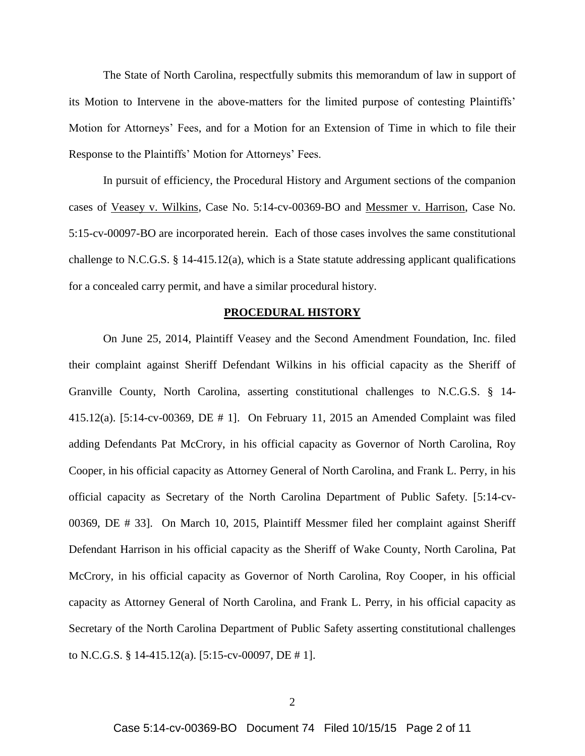The State of North Carolina, respectfully submits this memorandum of law in support of its Motion to Intervene in the above-matters for the limited purpose of contesting Plaintiffs' Motion for Attorneys' Fees, and for a Motion for an Extension of Time in which to file their Response to the Plaintiffs' Motion for Attorneys' Fees.

In pursuit of efficiency, the Procedural History and Argument sections of the companion cases of Veasey v. Wilkins, Case No. 5:14-cv-00369-BO and Messmer v. Harrison, Case No. 5:15-cv-00097-BO are incorporated herein. Each of those cases involves the same constitutional challenge to N.C.G.S. § 14-415.12(a), which is a State statute addressing applicant qualifications for a concealed carry permit, and have a similar procedural history.

## PROCEDURAL HISTORY

On June 25, 2014, Plaintiff Veasey and the Second Amendment Foundation, Inc. filed their complaint against Sheriff Defendant Wilkins in his official capacity as the Sheriff of Granville County, North Carolina, asserting constitutional challenges to N.C.G.S. § 14-415.12(a). [5:14-cv-00369, DE # 1]. On February 11, 2015 an Amended Complaint was filed adding Defendants Pat McCrory, in his official capacity as Governor of North Carolina, Roy Cooper, in his official capacity as Attorney General of North Carolina, and Frank L. Perry, in his official capacity as Secretary of the North Carolina Department of Public Safety. [5:14-cv-00369, DE # 33]. On March 10, 2015, Plaintiff Messmer filed her complaint against Sheriff Defendant Harrison in his official capacity as the Sheriff of Wake County, North Carolina, Pat McCrory, in his official capacity as Governor of North Carolina, Roy Cooper, in his official capacity as Attorney General of North Carolina, and Frank L. Perry, in his official capacity as Secretary of the North Carolina Department of Public Safety asserting constitutional challenges to N.C.G.S. § 14-415.12(a). [5:15-cv-00097, DE # 1].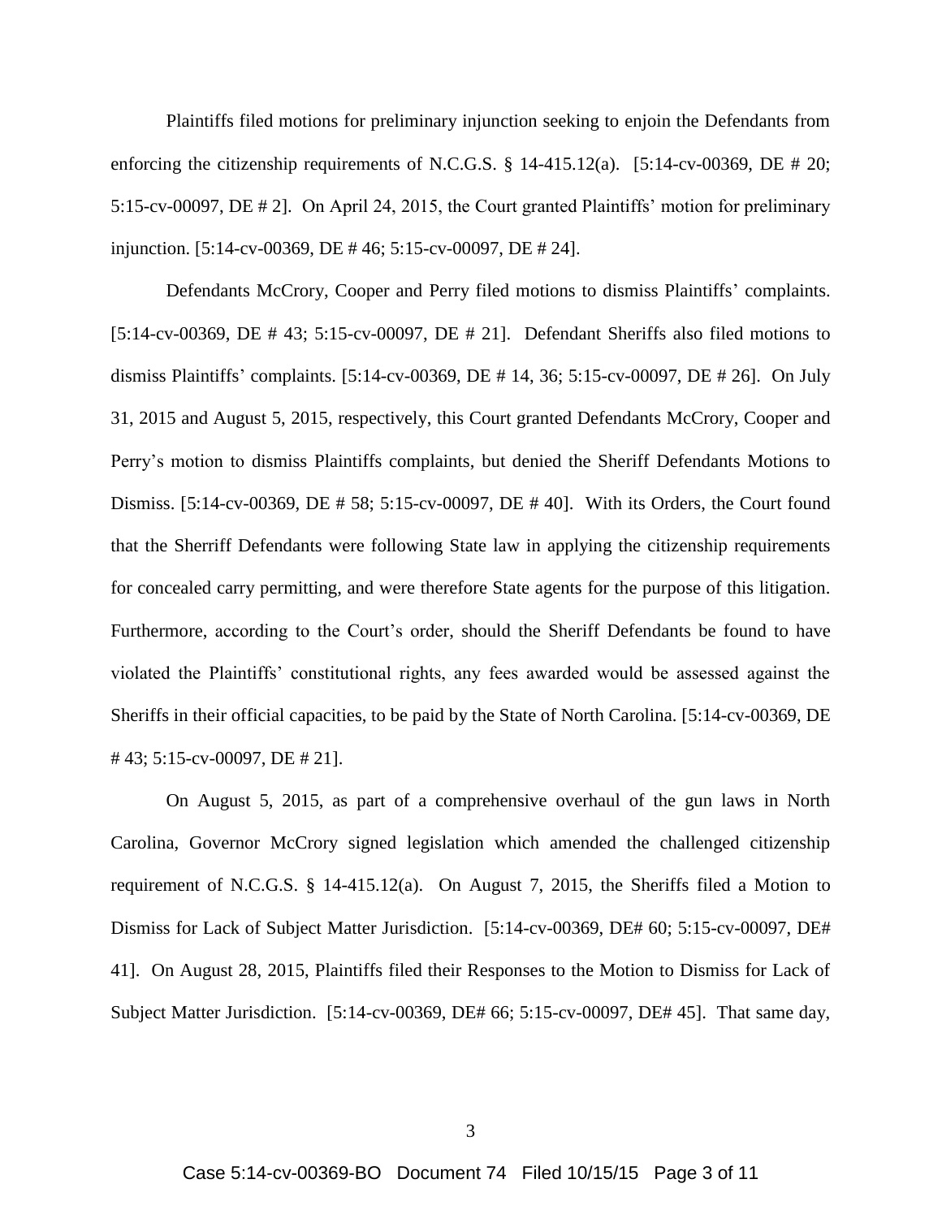Plaintiffs filed motions for preliminary injunction seeking to enjoin the Defendants from enforcing the citizenship requirements of N.C.G.S. § 14-415.12(a). [5:14-cv-00369, DE # 20; 5:15-cv-00097, DE # 2]. On April 24, 2015, the Court granted Plaintiffs' motion for preliminary injunction. [5:14-cv-00369, DE # 46; 5:15-cv-00097, DE # 24].

Defendants McCrory, Cooper and Perry filed motions to dismiss Plaintiffs' complaints. [5:14-cv-00369, DE # 43; 5:15-cv-00097, DE # 21]. Defendant Sheriffs also filed motions to dismiss Plaintiffs' complaints. [5:14-cv-00369, DE # 14, 36; 5:15-cv-00097, DE # 26]. On July 31, 2015 and August 5, 2015, respectively, this Court granted Defendants McCrory, Cooper and Perry's motion to dismiss Plaintiffs complaints, but denied the Sheriff Defendants Motions to Dismiss. [5:14-cv-00369, DE # 58; 5:15-cv-00097, DE # 40]. With its Orders, the Court found that the Sherriff Defendants were following State law in applying the citizenship requirements for concealed carry permitting, and were therefore State agents for the purpose of this litigation. Furthermore, according to the Court's order, should the Sheriff Defendants be found to have violated the Plaintiffs' constitutional rights, any fees awarded would be assessed against the Sheriffs in their official capacities, to be paid by the State of North Carolina. [5:14-cv-00369, DE # 43; 5:15-cv-00097, DE # 21].

On August 5, 2015, as part of a comprehensive overhaul of the gun laws in North Carolina, Governor McCrory signed legislation which amended the challenged citizenship requirement of N.C.G.S. § 14-415.12(a). On August 7, 2015, the Sheriffs filed a Motion to Dismiss for Lack of Subject Matter Jurisdiction. [5:14-cv-00369, DE# 60; 5:15-cv-00097, DE# 41]. On August 28, 2015, Plaintiffs filed their Responses to the Motion to Dismiss for Lack of Subject Matter Jurisdiction. [5:14-cv-00369, DE# 66; 5:15-cv-00097, DE# 45]. That same day,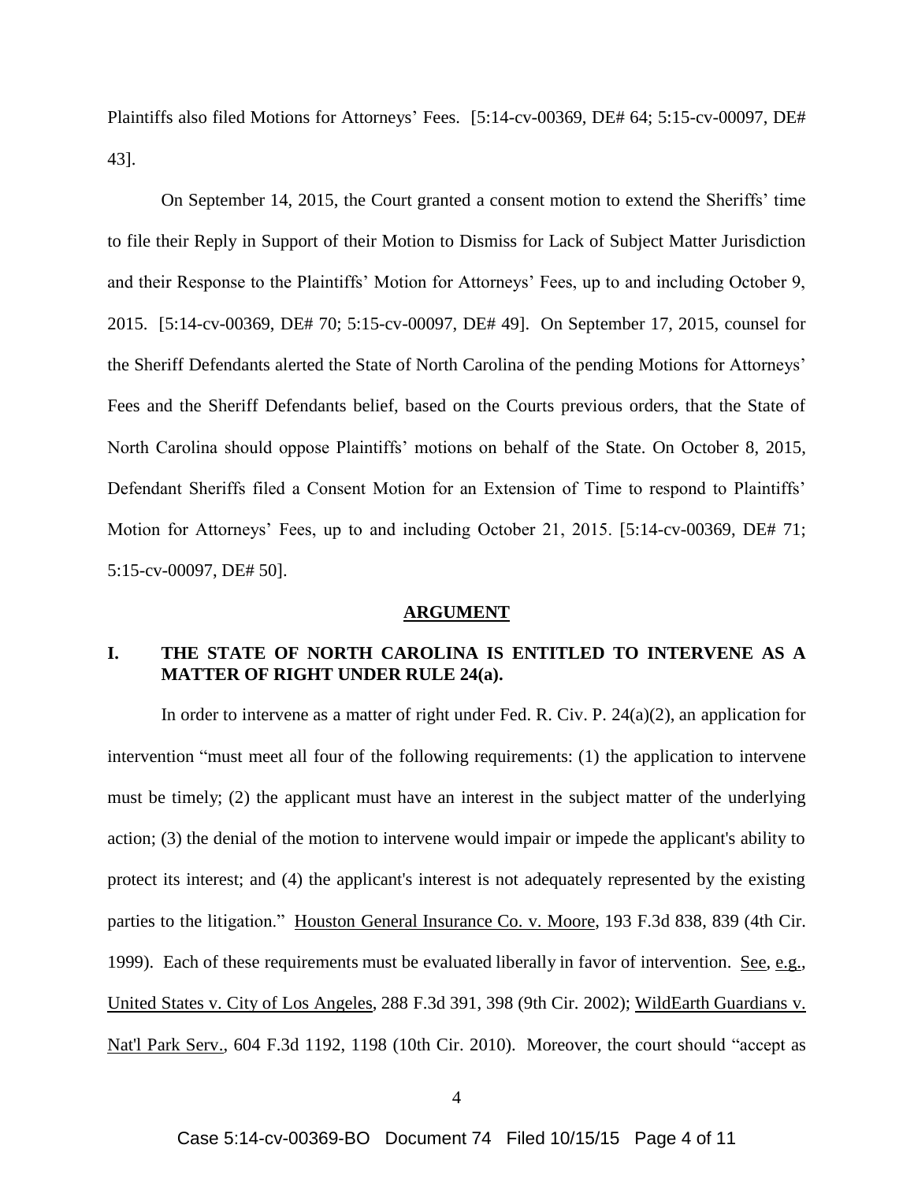Plaintiffs also filed Motions for Attorneys' Fees. [5:14-cv-00369, DE# 64; 5:15-cv-00097, DE# 43].

On September 14, 2015, the Court granted a consent motion to extend the Sheriffs' time to file their Reply in Support of their Motion to Dismiss for Lack of Subject Matter Jurisdiction and their Response to the Plaintiffs' Motion for Attorneys' Fees, up to and including October 9, 2015. [5:14-cv-00369, DE# 70; 5:15-cv-00097, DE# 49]. On September 17, 2015, counsel for the Sheriff Defendants alerted the State of North Carolina of the pending Motions for Attorneys' Fees and the Sheriff Defendants belief, based on the Courts previous orders, that the State of North Carolina should oppose Plaintiffs' motions on behalf of the State. On October 8, 2015, Defendant Sheriffs filed a Consent Motion for an Extension of Time to respond to Plaintiffs' Motion for Attorneys' Fees, up to and including October 21, 2015. [5:14-cv-00369, DE# 71; 5:15-cv-00097, DE# 50].

## ARGUMENT

### I. THE STATE OF NORTH CAROLINA IS ENTITLED TO INTERVENE AS A MATTER OF RIGHT UNDER RULE 24(a).

In order to intervene as a matter of right under Fed. R. Civ. P. 24(a)(2), an application for intervention "must meet all four of the following requirements: (1) the application to intervene must be timely; (2) the applicant must have an interest in the subject matter of the underlying action; (3) the denial of the motion to intervene would impair or impede the applicant's ability to protect its interest; and (4) the applicant's interest is not adequately represented by the existing parties to the litigation." Houston General Insurance Co. v. Moore, 193 F.3d 838, 839 (4th Cir. 1999). Each of these requirements must be evaluated liberally in favor of intervention. See, e.g., United States v. City of Los Angeles, 288 F.3d 391, 398 (9th Cir. 2002); WildEarth Guardians v. Nat'l Park Serv., 604 F.3d 1192, 1198 (10th Cir. 2010). Moreover, the court should "accept as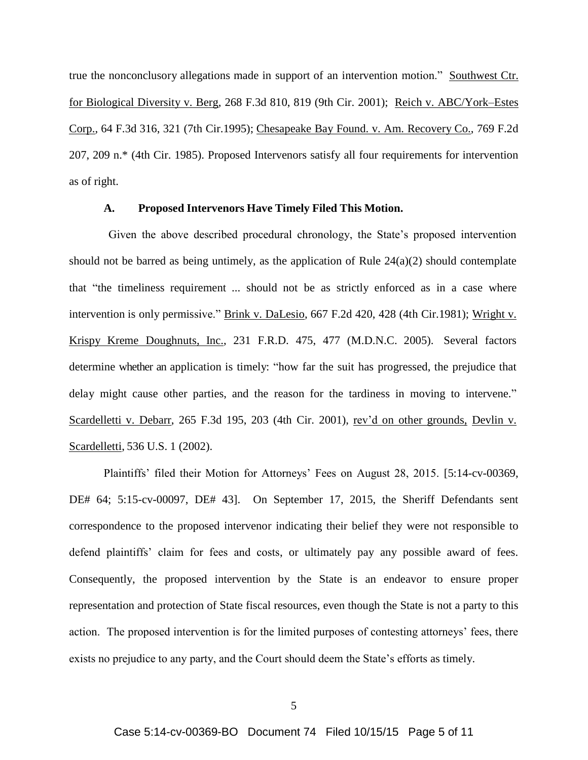true the nonconclusory allegations made in support of an intervention motion." Southwest Ctr. for Biological Diversity v. Berg, 268 F.3d 810, 819 (9th Cir. 2001); Reich v. ABC/York–Estes Corp., 64 F.3d 316, 321 (7th Cir.1995); Chesapeake Bay Found. v. Am. Recovery Co., 769 F.2d 207, 209 n.* (4th Cir. 1985). Proposed Intervenors satisfy all four requirements for intervention as of right.

### A. Proposed Intervenors Have Timely Filed This Motion.

Given the above described procedural chronology, the State's proposed intervention should not be barred as being untimely, as the application of Rule 24(a)(2) should contemplate that "the timeliness requirement ... should not be as strictly enforced as in a case where intervention is only permissive." Brink v. DaLesio, 667 F.2d 420, 428 (4th Cir.1981); Wright v. Krispy Kreme Doughnuts, Inc., 231 F.R.D. 475, 477 (M.D.N.C. 2005). Several factors determine whether an application is timely: "how far the suit has progressed, the prejudice that delay might cause other parties, and the reason for the tardiness in moving to intervene." Scardelletti v. Debarr, 265 F.3d 195, 203 (4th Cir. 2001), rev'd on other grounds, Devlin v. Scardelletti, 536 U.S. 1 (2002).

Plaintiffs' filed their Motion for Attorneys' Fees on August 28, 2015. [5:14-cv-00369, DE# 64; 5:15-cv-00097, DE# 43]. On September 17, 2015, the Sheriff Defendants sent correspondence to the proposed intervenor indicating their belief they were not responsible to defend plaintiffs' claim for fees and costs, or ultimately pay any possible award of fees. Consequently, the proposed intervention by the State is an endeavor to ensure proper representation and protection of State fiscal resources, even though the State is not a party to this action. The proposed intervention is for the limited purposes of contesting attorneys' fees, there exists no prejudice to any party, and the Court should deem the State's efforts as timely.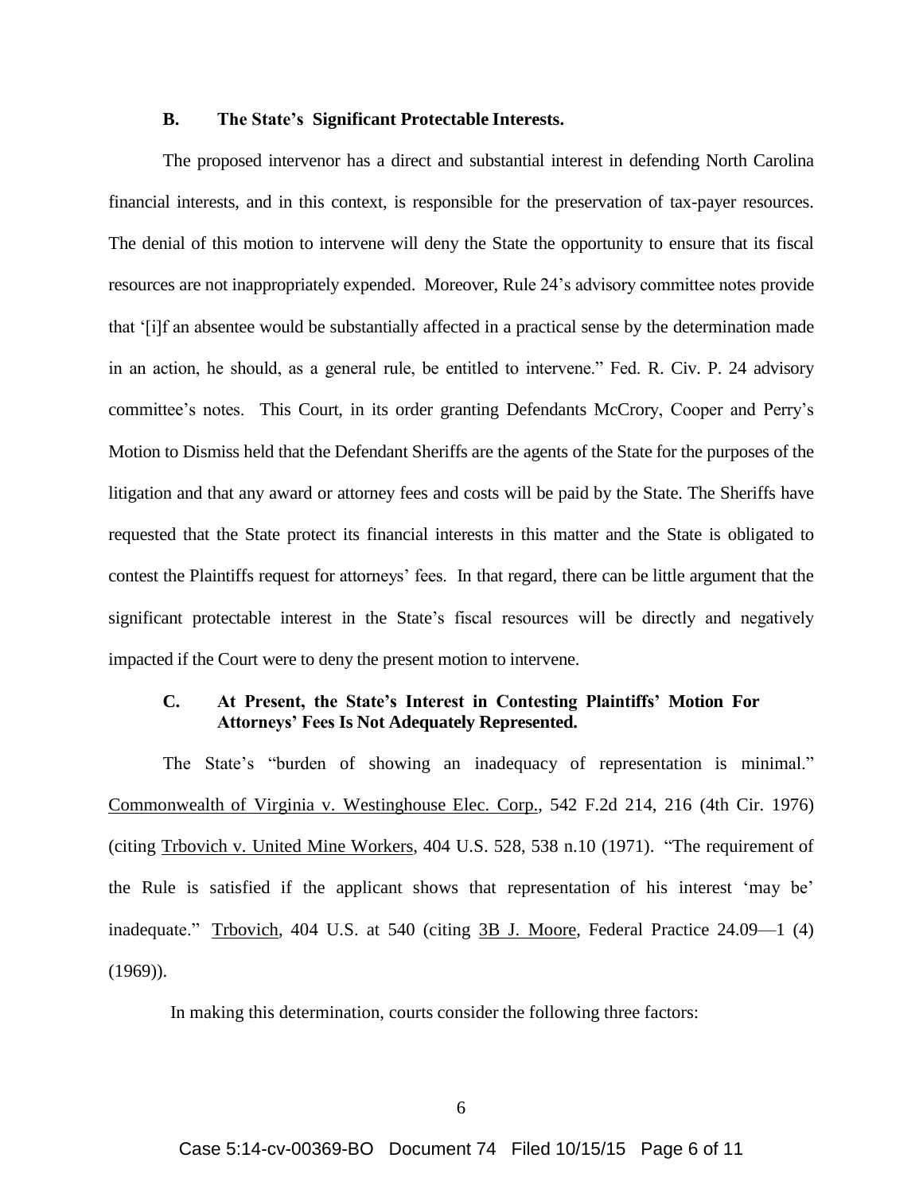### B. The State's Significant Protectable Interests.

The proposed intervenor has a direct and substantial interest in defending North Carolina financial interests, and in this context, is responsible for the preservation of tax-payer resources. The denial of this motion to intervene will deny the State the opportunity to ensure that its fiscal resources are not inappropriately expended. Moreover, Rule 24's advisory committee notes provide that '[i]f an absentee would be substantially affected in a practical sense by the determination made in an action, he should, as a general rule, be entitled to intervene." Fed. R. Civ. P. 24 advisory committee's notes. This Court, in its order granting Defendants McCrory, Cooper and Perry's Motion to Dismiss held that the Defendant Sheriffs are the agents of the State for the purposes of the litigation and that any award or attorney fees and costs will be paid by the State. The Sheriffs have requested that the State protect its financial interests in this matter and the State is obligated to contest the Plaintiffs request for attorneys' fees. In that regard, there can be little argument that the significant protectable interest in the State's fiscal resources will be directly and negatively impacted if the Court were to deny the present motion to intervene.

### C. At Present, the State's Interest in Contesting Plaintiffs' Motion For Attorneys' Fees Is Not Adequately Represented.

The State's "burden of showing an inadequacy of representation is minimal." Commonwealth of Virginia v. Westinghouse Elec. Corp., 542 F.2d 214, 216 (4th Cir. 1976) (citing Trbovich v. United Mine Workers, 404 U.S. 528, 538 n.10 (1971). "The requirement of the Rule is satisfied if the applicant shows that representation of his interest 'may be' inadequate." Trbovich, 404 U.S. at 540 (citing 3B J. Moore, Federal Practice 24.09—1 (4) (1969)).

In making this determination, courts consider the following three factors: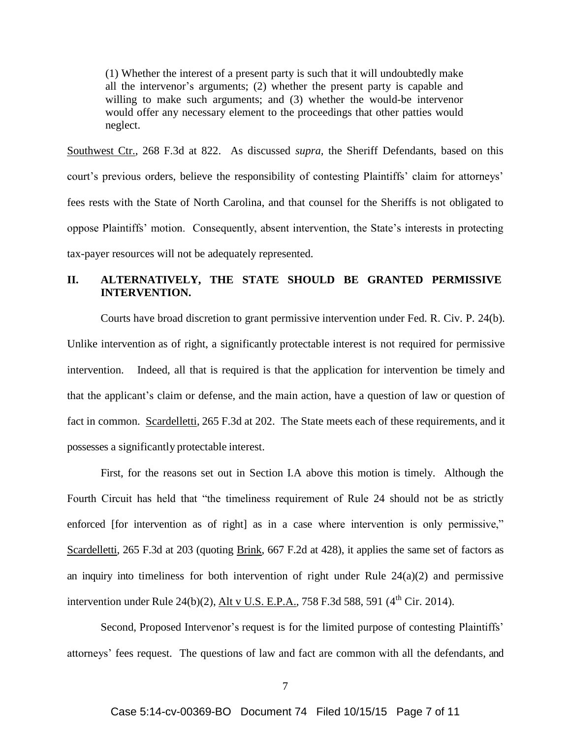> (1) Whether the interest of a present party is such that it will undoubtedly make all the intervenor's arguments; (2) whether the present party is capable and willing to make such arguments; and (3) whether the would-be intervenor would offer any necessary element to the proceedings that other patties would neglect.

Southwest Ctr., 268 F.3d at 822. As discussed *supra,* the Sheriff Defendants, based on this court's previous orders, believe the responsibility of contesting Plaintiffs' claim for attorneys' fees rests with the State of North Carolina, and that counsel for the Sheriffs is not obligated to oppose Plaintiffs' motion. Consequently, absent intervention, the State's interests in protecting tax-payer resources will not be adequately represented.

## II. ALTERNATIVELY, THE STATE SHOULD BE GRANTED PERMISSIVE INTERVENTION.

Courts have broad discretion to grant permissive intervention under Fed. R. Civ. P. 24(b). Unlike intervention as of right, a significantly protectable interest is not required for permissive intervention. Indeed, all that is required is that the application for intervention be timely and that the applicant's claim or defense, and the main action, have a question of law or question of fact in common. Scardelletti, 265 F.3d at 202. The State meets each of these requirements, and it possesses a significantly protectable interest.

First, for the reasons set out in Section I.A above this motion is timely. Although the Fourth Circuit has held that "the timeliness requirement of Rule 24 should not be as strictly enforced [for intervention as of right] as in a case where intervention is only permissive," Scardelletti, 265 F.3d at 203 (quoting Brink, 667 F.2d at 428), it applies the same set of factors as an inquiry into timeliness for both intervention of right under Rule 24(a)(2) and permissive intervention under Rule 24(b)(2), Alt v U.S. E.P.A., 758 F.3d 588, 591 (4th Cir. 2014).

Second, Proposed Intervenor's request is for the limited purpose of contesting Plaintiffs' attorneys' fees request. The questions of law and fact are common with all the defendants, and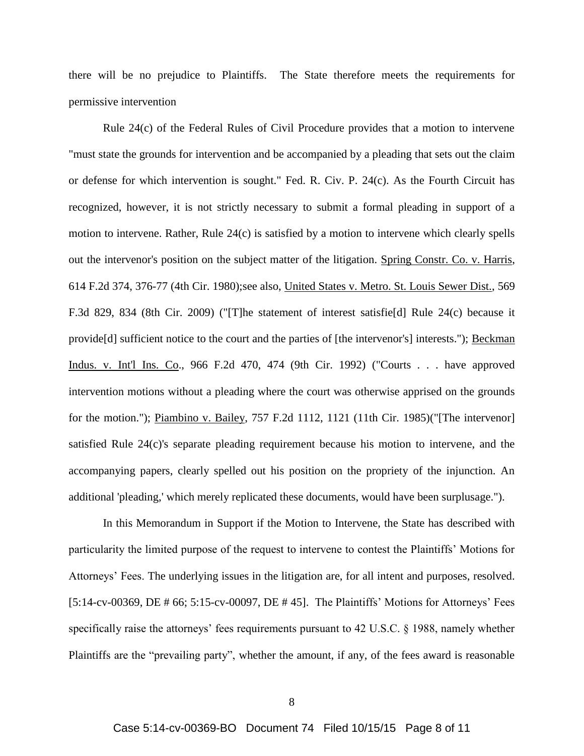there will be no prejudice to Plaintiffs. The State therefore meets the requirements for permissive intervention

Rule 24(c) of the Federal Rules of Civil Procedure provides that a motion to intervene "must state the grounds for intervention and be accompanied by a pleading that sets out the claim or defense for which intervention is sought." Fed. R. Civ. P. 24(c). As the Fourth Circuit has recognized, however, it is not strictly necessary to submit a formal pleading in support of a motion to intervene. Rather, Rule 24(c) is satisfied by a motion to intervene which clearly spells out the intervenor's position on the subject matter of the litigation. Spring Constr. Co. v. Harris, 614 F.2d 374, 376-77 (4th Cir. 1980);see also, United States v. Metro. St. Louis Sewer Dist., 569 F.3d 829, 834 (8th Cir. 2009) ("[T]he statement of interest satisfie[d] Rule 24(c) because it provide[d] sufficient notice to the court and the parties of [the intervenor's] interests."); Beckman Indus. v. Int'l Ins. Co., 966 F.2d 470, 474 (9th Cir. 1992) ("Courts . . . have approved intervention motions without a pleading where the court was otherwise apprised on the grounds for the motion."); Piambino v. Bailey, 757 F.2d 1112, 1121 (11th Cir. 1985)("[The intervenor] satisfied Rule 24(c)'s separate pleading requirement because his motion to intervene, and the accompanying papers, clearly spelled out his position on the propriety of the injunction. An additional 'pleading,' which merely replicated these documents, would have been surplusage.").

In this Memorandum in Support if the Motion to Intervene, the State has described with particularity the limited purpose of the request to intervene to contest the Plaintiffs' Motions for Attorneys' Fees. The underlying issues in the litigation are, for all intent and purposes, resolved. [5:14-cv-00369, DE # 66; 5:15-cv-00097, DE # 45]. The Plaintiffs' Motions for Attorneys' Fees specifically raise the attorneys' fees requirements pursuant to 42 U.S.C. § 1988, namely whether Plaintiffs are the "prevailing party", whether the amount, if any, of the fees award is reasonable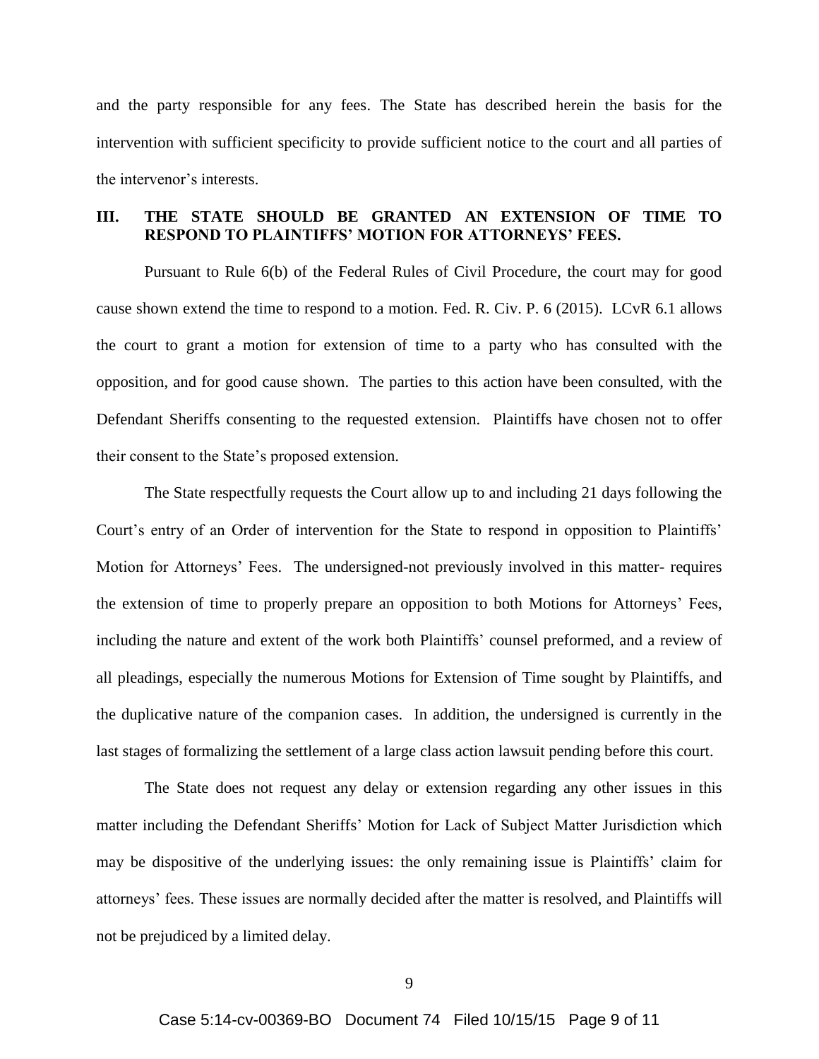and the party responsible for any fees. The State has described herein the basis for the intervention with sufficient specificity to provide sufficient notice to the court and all parties of the intervenor's interests.

## III. THE STATE SHOULD BE GRANTED AN EXTENSION OF TIME TO RESPOND TO PLAINTIFFS' MOTION FOR ATTORNEYS' FEES.

Pursuant to Rule 6(b) of the Federal Rules of Civil Procedure, the court may for good cause shown extend the time to respond to a motion. Fed. R. Civ. P. 6 (2015). LCvR 6.1 allows the court to grant a motion for extension of time to a party who has consulted with the opposition, and for good cause shown. The parties to this action have been consulted, with the Defendant Sheriffs consenting to the requested extension. Plaintiffs have chosen not to offer their consent to the State's proposed extension.

The State respectfully requests the Court allow up to and including 21 days following the Court's entry of an Order of intervention for the State to respond in opposition to Plaintiffs' Motion for Attorneys' Fees. The undersigned-not previously involved in this matter- requires the extension of time to properly prepare an opposition to both Motions for Attorneys' Fees, including the nature and extent of the work both Plaintiffs' counsel preformed, and a review of all pleadings, especially the numerous Motions for Extension of Time sought by Plaintiffs, and the duplicative nature of the companion cases. In addition, the undersigned is currently in the last stages of formalizing the settlement of a large class action lawsuit pending before this court.

The State does not request any delay or extension regarding any other issues in this matter including the Defendant Sheriffs' Motion for Lack of Subject Matter Jurisdiction which may be dispositive of the underlying issues: the only remaining issue is Plaintiffs' claim for attorneys' fees. These issues are normally decided after the matter is resolved, and Plaintiffs will not be prejudiced by a limited delay.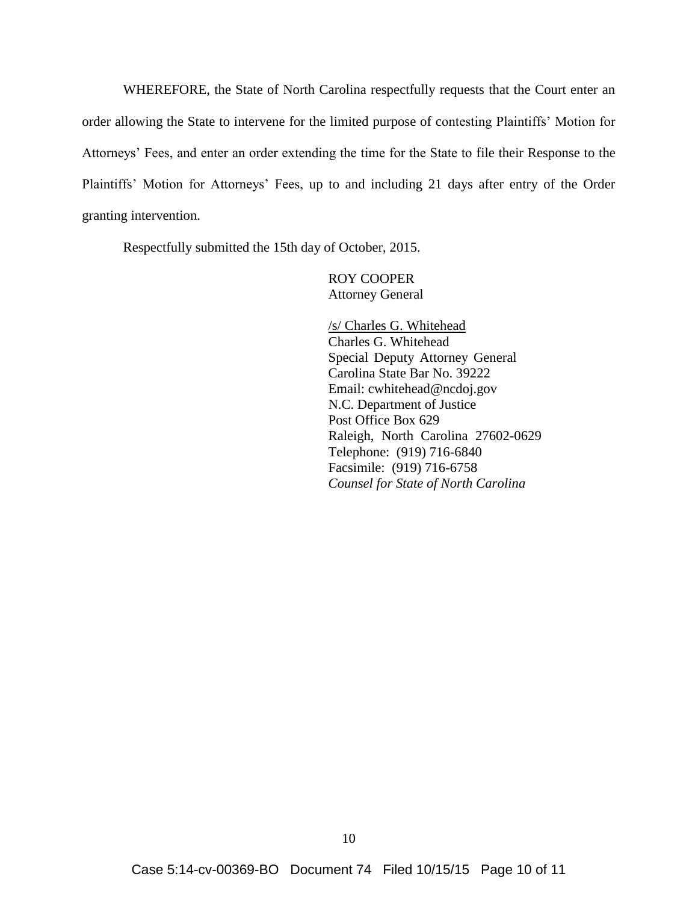WHEREFORE, the State of North Carolina respectfully requests that the Court enter an order allowing the State to intervene for the limited purpose of contesting Plaintiffs' Motion for Attorneys' Fees, and enter an order extending the time for the State to file their Response to the Plaintiffs' Motion for Attorneys' Fees, up to and including 21 days after entry of the Order granting intervention.

Respectfully submitted the 15th day of October, 2015.

ROY COOPER
Attorney General

/s/ Charles G. Whitehead
Charles G. Whitehead
Special Deputy Attorney General
Carolina State Bar No. 39222
Email: cwhitehead@ncdoj.gov
N.C. Department of Justice
Post Office Box 629
Raleigh, North Carolina 27602-0629
Telephone: (919) 716-6840
Facsimile: (919) 716-6758
*Counsel for State of North Carolina*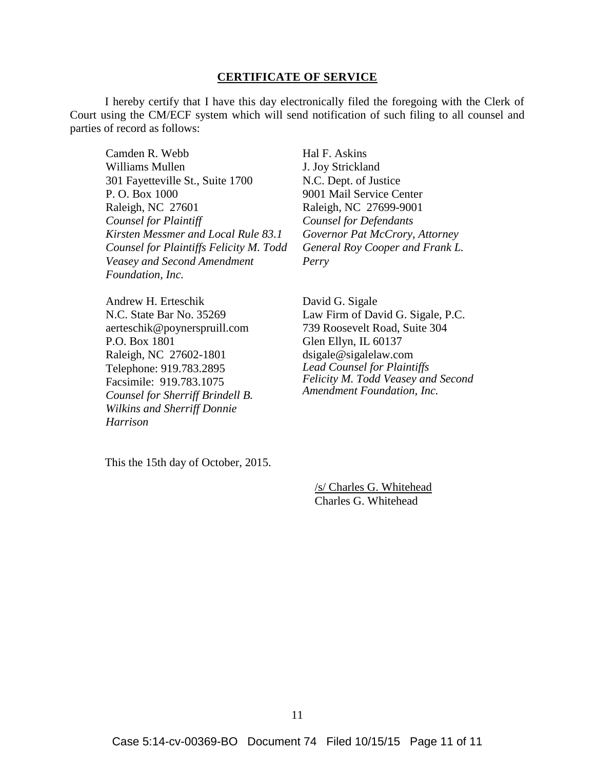**CERTIFICATE OF SERVICE**

I hereby certify that I have this day electronically filed the foregoing with the Clerk of Court using the CM/ECF system which will send notification of such filing to all counsel and parties of record as follows:

Camden R. Webb
Williams Mullen
301 Fayetteville St., Suite 1700
P. O. Box 1000
Raleigh, NC 27601
*Counsel for Plaintiff*
*Kirsten Messmer and Local Rule 83.1*
*Counsel for Plaintiffs Felicity M. Todd*
*Veasey and Second Amendment*
*Foundation, Inc.*

Hal F. Askins
J. Joy Strickland
N.C. Dept. of Justice
9001 Mail Service Center
Raleigh, NC 27699-9001
*Counsel for Defendants*
*Governor Pat McCrory, Attorney*
*General Roy Cooper and Frank L.*
*Perry*

Andrew H. Erteschik
N.C. State Bar No. 35269
aerteschik@poynerspruill.com
P.O. Box 1801
Raleigh, NC 27602-1801
Telephone: 919.783.2895
Facsimile: 919.783.1075
*Counsel for Sherriff Brindell B.*
*Wilkins and Sherriff Donnie*
*Harrison*

David G. Sigale
Law Firm of David G. Sigale, P.C.
739 Roosevelt Road, Suite 304
Glen Ellyn, IL 60137
dsigale@sigalelaw.com
*Lead Counsel for Plaintiffs*
*Felicity M. Todd Veasey and Second*
*Amendment Foundation, Inc.*

This the 15th day of October, 2015.

/s/ Charles G. Whitehead
Charles G. Whitehead